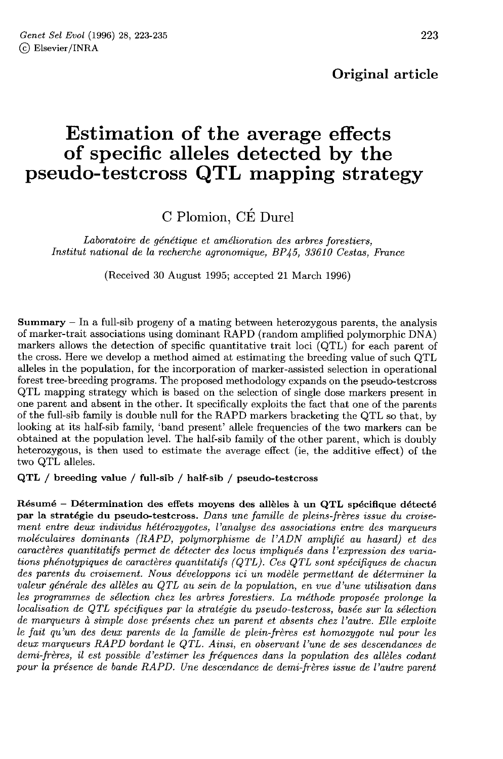**Original article**

# Estimation of the average effects of specific alleles detected by the pseudo-testcross QTL mapping strategy

C Plomion, CÉ Durel

*Laboratoire de génétique et amélioration des arbres forestiers, Institut national de la recherche agronomique, BP45, 33610 Cestas, France*

(Received 30 August 1995; accepted 21 March 1996)

**Summary** – In a full-sib progeny of a mating between heterozygous parents, the analysis of marker-trait associations using dominant RAPD (random amplified polymorphic DNA) markers allows the detection of specific quantitative trait loci (QTL) for each parent of the cross. Here we develop a method aimed at estimating the breeding value of such QTL alleles in the population, for the incorporation of marker-assisted selection in operational forest tree-breeding programs. The proposed methodology expands on the pseudo-testcross QTL mapping strategy which is based on the selection of single dose markers present in one parent and absent in the other. It specifically exploits the fact that one of the parents of the full-sib family is double null for the RAPD markers bracketing the QTL so that, by looking at its half-sib family, 'band present' allele frequencies of the two markers can be obtained at the population level. The half-sib family of the other parent, which is doubly heterozygous, is then used to estimate the average effect (ie, the additive effect) of the two QTL alleles.

**QTL / breeding value / full-sib / half-sib / pseudo-testcross**

**Résumé** – **Détermination des effets moyens des allèles à un QTL spécifique détecté par la stratégie du pseudo-testcross.** *Dans une famille de pleins-frères issue du croisement entre deux individus hétérozygotes, l'analyse des associations entre des marqueurs moléculaires dominants (RAPD, polymorphisme de l'ADN amplifié au hasard) et des caractères quantitatifs permet de détecter des locus impliqués dans l'expression des variations phénotypiques de caractères quantitatifs (QTL). Ces QTL sont spécifiques de chacun des parents du croisement. Nous développons ici un modèle permettant de déterminer la valeur générale des allèles au QTL au sein de la population, en vue d'une utilisation dans les programmes de sélection chez les arbres forestiers. La méthode proposée prolonge la localisation de QTL spécifiques par la stratégie du pseudo-testcross, basée sur la sélection de marqueurs à simple dose présents chez un parent et absents chez l'autre. Elle exploite le fait qu'un des deux parents de la famille de plein-frères est homozygote nul pour les deux marqueurs RAPD bordant le QTL. Ainsi, en observant l'une de ses descendances de demi-frères, il est possible d'estimer les fréquences dans la population des allèles codant pour la présence de bande RAPD. Une descendance de demi-frères issue de l'autre parent*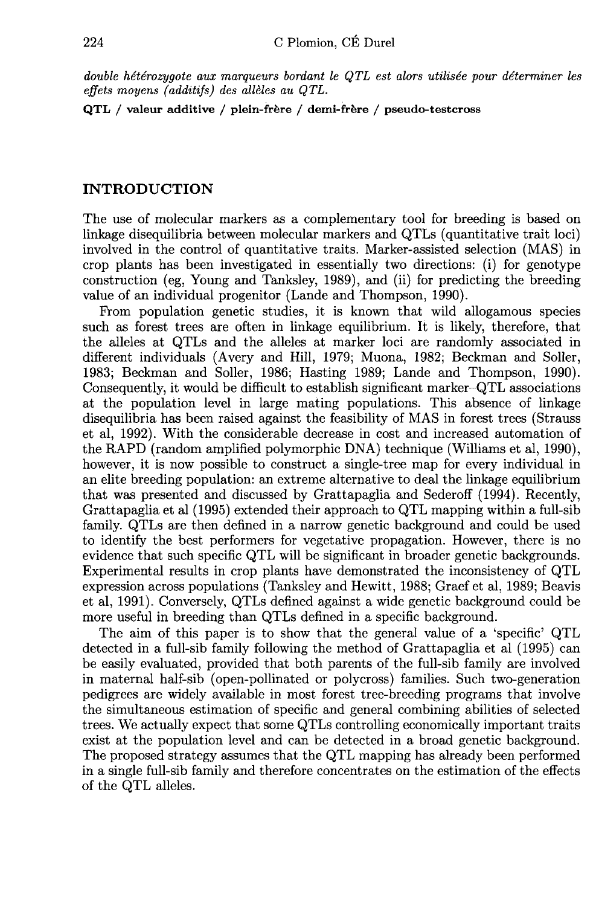*double hétérozygote aux marqueurs bordant le QTL est alors utilisée pour déterminer les effets moyens (additifs) des allèles au QTL.*

**QTL / valeur additive / plein-frère / demi-frère / pseudo-testcross**

## INTRODUCTION

The use of molecular markers as a complementary tool for breeding is based on linkage disequilibria between molecular markers and QTLs (quantitative trait loci) involved in the control of quantitative traits. Marker-assisted selection (MAS) in crop plants has been investigated in essentially two directions: (i) for genotype construction (eg, Young and Tanksley, 1989), and (ii) for predicting the breeding value of an individual progenitor (Lande and Thompson, 1990).

From population genetic studies, it is known that wild allogamous species such as forest trees are often in linkage equilibrium. It is likely, therefore, that the alleles at QTLs and the alleles at marker loci are randomly associated in different individuals (Avery and Hill, 1979; Muona, 1982; Beckman and Soller, 1983; Beckman and Soller, 1986; Hasting 1989; Lande and Thompson, 1990). Consequently, it would be difficult to establish significant marker–QTL associations at the population level in large mating populations. This absence of linkage disequilibria has been raised against the feasibility of MAS in forest trees (Strauss et al, 1992). With the considerable decrease in cost and increased automation of the RAPD (random amplified polymorphic DNA) technique (Williams et al, 1990), however, it is now possible to construct a single-tree map for every individual in an elite breeding population: an extreme alternative to deal the linkage equilibrium that was presented and discussed by Grattapaglia and Sederoff (1994). Recently, Grattapaglia et al (1995) extended their approach to QTL mapping within a full-sib family. QTLs are then defined in a narrow genetic background and could be used to identify the best performers for vegetative propagation. However, there is no evidence that such specific QTL will be significant in broader genetic backgrounds. Experimental results in crop plants have demonstrated the inconsistency of QTL expression across populations (Tanksley and Hewitt, 1988; Graef et al, 1989; Beavis et al, 1991). Conversely, QTLs defined against a wide genetic background could be more useful in breeding than QTLs defined in a specific background.

The aim of this paper is to show that the general value of a 'specific' QTL detected in a full-sib family following the method of Grattapaglia et al (1995) can be easily evaluated, provided that both parents of the full-sib family are involved in maternal half-sib (open-pollinated or polycross) families. Such two-generation pedigrees are widely available in most forest tree-breeding programs that involve the simultaneous estimation of specific and general combining abilities of selected trees. We actually expect that some QTLs controlling economically important traits exist at the population level and can be detected in a broad genetic background. The proposed strategy assumes that the QTL mapping has already been performed in a single full-sib family and therefore concentrates on the estimation of the effects of the QTL alleles.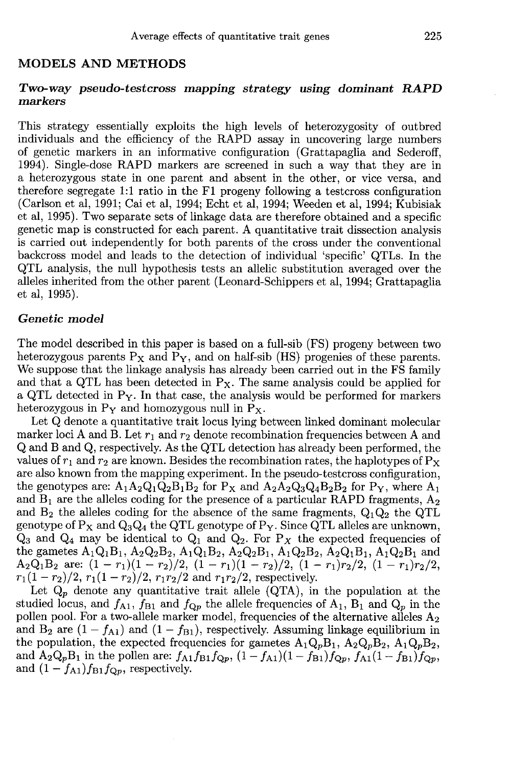## MODELS AND METHODS

### *Two-way pseudo-testcross mapping strategy using dominant RAPD markers*

This strategy essentially exploits the high levels of heterozygosity of outbred individuals and the efficiency of the RAPD assay in uncovering large numbers of genetic markers in an informative configuration (Grattapaglia and Sederoff, 1994). Single-dose RAPD markers are screened in such a way that they are in a heterozygous state in one parent and absent in the other, or vice versa, and therefore segregate 1:1 ratio in the F1 progeny following a testcross configuration (Carlson et al, 1991; Cai et al, 1994; Echt et al, 1994; Weeden et al, 1994; Kubisiak et al, 1995). Two separate sets of linkage data are therefore obtained and a specific genetic map is constructed for each parent. A quantitative trait dissection analysis is carried out independently for both parents of the cross under the conventional backcross model and leads to the detection of individual 'specific' QTLs. In the QTL analysis, the null hypothesis tests an allelic substitution averaged over the alleles inherited from the other parent (Leonard-Schippers et al, 1994; Grattapaglia et al, 1995).

### *Genetic model*

The model described in this paper is based on a full-sib (FS) progeny between two heterozygous parents $P_X$ and $P_Y$, and on half-sib (HS) progenies of these parents. We suppose that the linkage analysis has already been carried out in the FS family and that a QTL has been detected in $P_X$. The same analysis could be applied for a QTL detected in $P_Y$. In that case, the analysis would be performed for markers heterozygous in $P_Y$ and homozygous null in $P_X$.

Let Q denote a quantitative trait locus lying between linked dominant molecular marker loci A and B. Let $r_1$ and $r_2$ denote recombination frequencies between A and Q and B and Q, respectively. As the QTL detection has already been performed, the values of $r_1$ and $r_2$ are known. Besides the recombination rates, the haplotypes of $P_X$ are also known from the mapping experiment. In the pseudo-testcross configuration, the genotypes are: $A_1A_2Q_1Q_2B_1B_2$ for $P_X$ and $A_2A_2Q_3Q_4B_2B_2$ for $P_Y$, where $A_1$ and $B_1$ are the alleles coding for the presence of a particular RAPD fragments, $A_2$ and $B_2$ the alleles coding for the absence of the same fragments, $Q_1Q_2$ the QTL genotype of $P_X$ and $Q_3Q_4$ the QTL genotype of $P_Y$. Since QTL alleles are unknown, $Q_3$ and $Q_4$ may be identical to $Q_1$ and $Q_2$. For $P_X$ the expected frequencies of the gametes $A_1Q_1B_1$, $A_2Q_2B_2$, $A_1Q_1B_2$, $A_2Q_2B_1$, $A_1Q_2B_2$, $A_2Q_1B_1$, $A_1Q_2B_1$ and $A_2Q_1B_2$ are: $(1-r_1)(1-r_2)/2$, $(1-r_1)(1-r_2)/2$, $(1-r_1)r_2/2$, $(1-r_1)r_2/2$, $r_1(1-r_2)/2$, $r_1(1-r_2)/2$, $r_1r_2/2$ and $r_1r_2/2$, respectively.

Let $Q_p$ denote any quantitative trait allele (QTA), in the population at the studied locus, and $f_{A1}$, $f_{B1}$ and $f_{Qp}$ the allele frequencies of $A_1$, $B_1$ and $Q_p$ in the pollen pool. For a two-allele marker model, frequencies of the alternative alleles $A_2$ and $B_2$ are $(1-f_{A1})$ and $(1-f_{B1})$, respectively. Assuming linkage equilibrium in the population, the expected frequencies for gametes $A_1Q_pB_1$, $A_2Q_pB_2$, $A_1Q_pB_2$, and $A_2Q_pB_1$ in the pollen are: $f_{A1}f_{B1}f_{Qp}$, $(1-f_{A1})(1-f_{B1})f_{Qp}$, $f_{A1}(1-f_{B1})f_{Qp}$, and $(1-f_{A1})f_{B1}f_{Qp}$, respectively.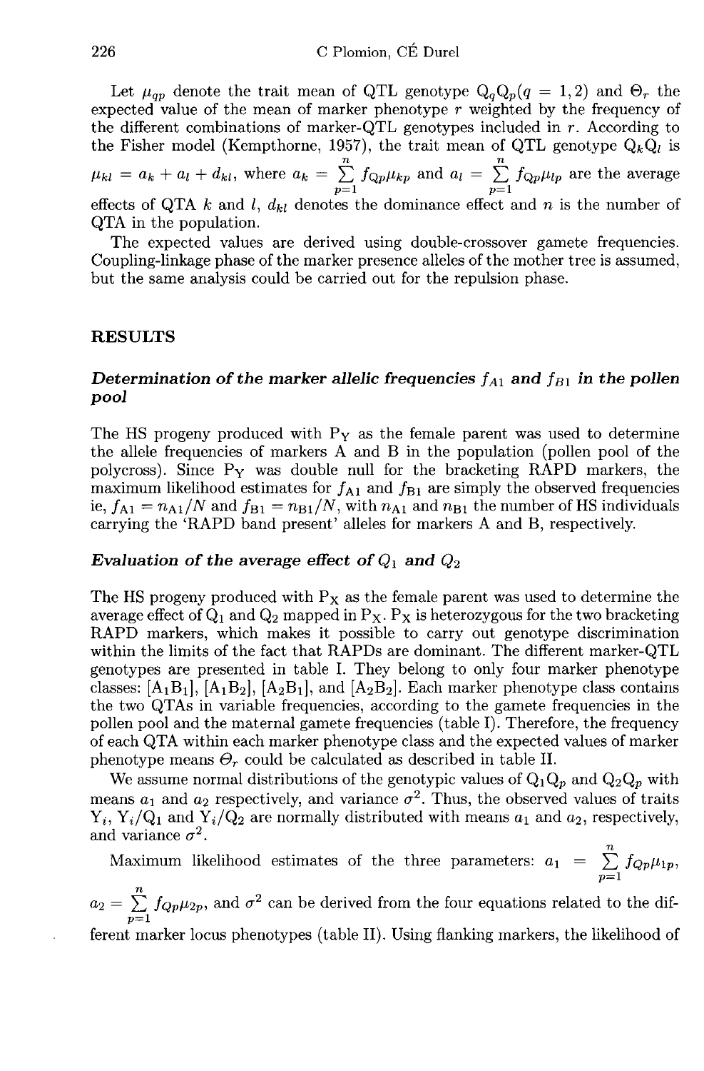Let $\mu_{qp}$ denote the trait mean of QTL genotype $Q_qQ_p(q = 1, 2)$ and $\Theta_r$ the expected value of the mean of marker phenotype $r$ weighted by the frequency of the different combinations of marker-QTL genotypes included in $r$. According to the Fisher model (Kempthorne, 1957), the trait mean of QTL genotype $Q_kQ_l$ is $\mu_{kl} = a_k + a_l + d_{kl}$, where $a_k = \sum_{p=1}^{n} f_{Qp}\mu_{kp}$ and $a_l = \sum_{p=1}^{n} f_{Qp}\mu_{lp}$ are the average effects of QTA $k$ and $l$, $d_{kl}$ denotes the dominance effect and $n$ is the number of QTA in the population.

The expected values are derived using double-crossover gamete frequencies. Coupling-linkage phase of the marker presence alleles of the mother tree is assumed, but the same analysis could be carried out for the repulsion phase.

## RESULTS

### *Determination of the marker allelic frequencies $f_{A1}$ and $f_{B1}$ in the pollen pool*

The HS progeny produced with $P_Y$ as the female parent was used to determine the allele frequencies of markers A and B in the population (pollen pool of the polycross). Since $P_Y$ was double null for the bracketing RAPD markers, the maximum likelihood estimates for $f_{A1}$ and $f_{B1}$ are simply the observed frequencies ie, $f_{A1} = n_{A1}/N$ and $f_{B1} = n_{B1}/N$, with $n_{A1}$ and $n_{B1}$ the number of HS individuals carrying the 'RAPD band present' alleles for markers A and B, respectively.

### *Evaluation of the average effect of $Q_1$ and $Q_2$*

The HS progeny produced with $P_X$ as the female parent was used to determine the average effect of $Q_1$ and $Q_2$ mapped in $P_X$. $P_X$ is heterozygous for the two bracketing RAPD markers, which makes it possible to carry out genotype discrimination within the limits of the fact that RAPDs are dominant. The different marker-QTL genotypes are presented in table I. They belong to only four marker phenotype classes: $[A_1B_1]$, $[A_1B_2]$, $[A_2B_1]$, and $[A_2B_2]$. Each marker phenotype class contains the two QTAs in variable frequencies, according to the gamete frequencies in the pollen pool and the maternal gamete frequencies (table I). Therefore, the frequency of each QTA within each marker phenotype class and the expected values of marker phenotype means $\Theta_r$ could be calculated as described in table II.

We assume normal distributions of the genotypic values of $Q_1Q_p$ and $Q_2Q_p$ with means $a_1$ and $a_2$ respectively, and variance $\sigma^2$. Thus, the observed values of traits $Y_i$, $Y_i/Q_1$ and $Y_i/Q_2$ are normally distributed with means $a_1$ and $a_2$, respectively, and variance $\sigma^2$.

Maximum likelihood estimates of the three parameters: $a_1 = \sum_{p=1}^{n} f_{Qp}\mu_{1p}$, $a_2 = \sum_{p=1}^{n} f_{Qp}\mu_{2p}$, and $\sigma^2$ can be derived from the four equations related to the different marker locus phenotypes (table II). Using flanking markers, the likelihood of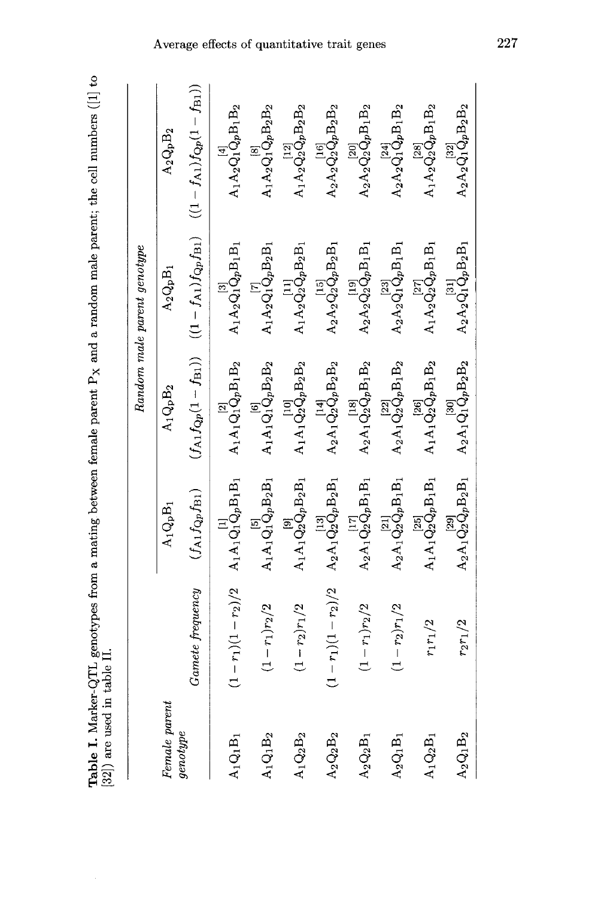**Table I.** Marker-QTL genotypes from a mating between female parent $P_X$ and a random male parent; the cell numbers ([1] to [32]) are used in table II.

| Female parent genotype | Gamete frequency | Random male parent genotype | | | |
|---|---|---|---|---|---|
| | | $A_1Q_pB_1$ | $A_1Q_pB_2$ | $A_2Q_pB_1$ | $A_2Q_pB_2$ |
| | | $(f_{A1}f_{Qp}f_{B1})$ | $(f_{A1}f_{Qp}(1-f_{B1}))$ | $((1-f_{A1})f_{Qp}f_{B1})$ | $((1-f_{A1})f_{Qp}(1-f_{B1}))$ |
| $A_1Q_1B_1$ | $(1-r_1)(1-r_2)/2$ | [1] $A_1A_1Q_1Q_pB_1B_1$ | [2] $A_1A_1Q_1Q_pB_1B_2$ | [3] $A_1A_2Q_1Q_pB_1B_1$ | [4] $A_1A_2Q_1Q_pB_1B_2$ |
| $A_1Q_1B_2$ | $(1-r_1)r_2/2$ | [5] $A_1A_1Q_1Q_pB_2B_1$ | [6] $A_1A_1Q_1Q_pB_2B_2$ | [7] $A_1A_2Q_1Q_pB_2B_1$ | [8] $A_1A_2Q_1Q_pB_2B_2$ |
| $A_1Q_2B_2$ | $(1-r_2)r_1/2$ | [9] $A_1A_1Q_2Q_pB_2B_1$ | [10] $A_1A_1Q_2Q_pB_2B_2$ | [11] $A_1A_2Q_2Q_pB_2B_1$ | [12] $A_1A_2Q_2Q_pB_2B_2$ |
| $A_2Q_2B_2$ | $(1-r_1)(1-r_2)/2$ | [13] $A_2A_1Q_2Q_pB_2B_1$ | [14] $A_2A_1Q_2Q_pB_2B_2$ | [15] $A_2A_2Q_2Q_pB_2B_1$ | [16] $A_2A_2Q_2Q_pB_2B_2$ |
| $A_2Q_2B_1$ | $(1-r_1)r_2/2$ | [17] $A_2A_1Q_2Q_pB_1B_1$ | [18] $A_2A_1Q_2Q_pB_1B_2$ | [19] $A_2A_2Q_2Q_pB_1B_1$ | [20] $A_2A_2Q_2Q_pB_1B_2$ |
| $A_2Q_1B_1$ | $(1-r_2)r_1/2$ | [21] $A_2A_1Q_2Q_pB_1B_1$ | [22] $A_2A_1Q_2Q_pB_1B_2$ | [23] $A_2A_2Q_1Q_pB_1B_1$ | [24] $A_2A_2Q_1Q_pB_1B_2$ |
| $A_1Q_2B_1$ | $r_1r_1/2$ | [25] $A_1A_1Q_2Q_pB_1B_1$ | [26] $A_1A_1Q_2Q_pB_1B_2$ | [27] $A_1A_2Q_2Q_pB_1B_1$ | [28] $A_1A_2Q_2Q_pB_1B_2$ |
| $A_2Q_1B_2$ | $r_2r_1/2$ | [29] $A_2A_1Q_2Q_pB_2B_1$ | [30] $A_2A_1Q_1Q_pB_2B_2$ | [31] $A_2A_2Q_1Q_pB_2B_1$ | [32] $A_2A_2Q_1Q_pB_2B_2$ |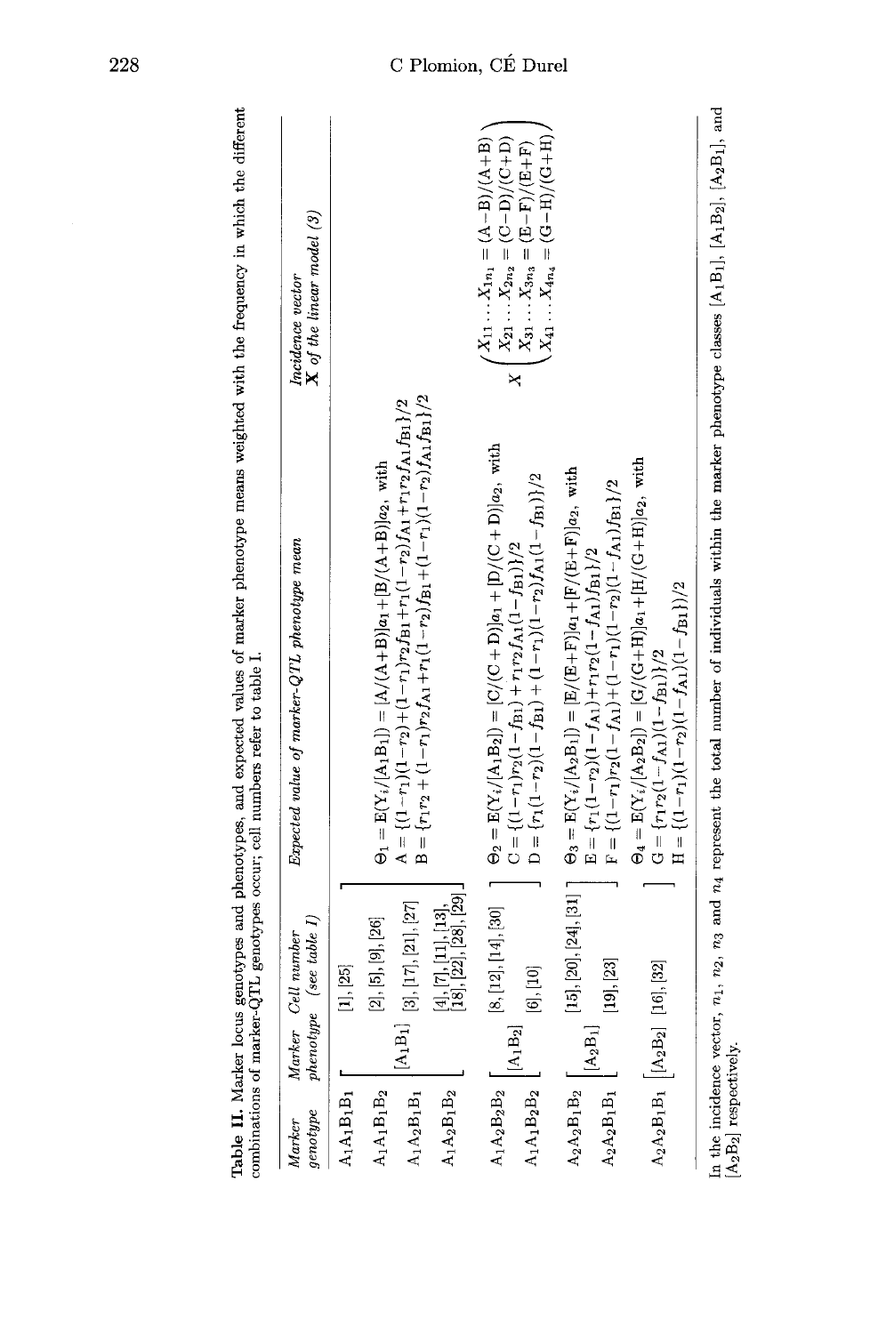**Table II.** Marker locus genotypes and phenotypes, and expected values of marker phenotype means weighted with the frequency in which the different combinations of marker-QTL genotypes occur; cell numbers refer to table I.

| *Marker genotype* | *Marker phenotype* | *Cell number (see table I)* | *Expected value of marker-QTL phenotype mean* | *Incidence vector* **X** *of the linear model (3)* |
|---|---|---|---|---|
| $A_1A_1B_1B_1$ | $[A_1B_1]$ | [1], [25] | $\Theta_1 = E(Y_i/[A_1B_1]) = [A/(A+B)]a_1 + [B/(A+B)]a_2$, with $A = \{(1-r_1)(1-r_2) + (1-r_1)r_2 f_{B1} + r_1(1-r_2)f_{A1} + r_1 r_2 f_{A1} f_{B1}\}/2$ $B = \{r_1 r_2 + (1-r_1)r_2 f_{A1} + r_1(1-r_2)f_{B1} + (1-r_1)(1-r_2)f_{A1} f_{B1}\}/2$ | $X_{11} \ldots X_{1n_1} = (A-B)/(A+B)$ |
| $A_1A_1B_1B_2$ | | [2], [5], [9], [26] | | |
| $A_1A_2B_1B_1$ | | [3], [17], [21], [27] | | |
| $A_1A_2B_1B_2$ | | [4], [7], [11], [13], [18], [22], [28], [29] | | |
| $A_1A_2B_2B_2$ | $[A_1B_2]$ | [8], [12], [14], [30] | $\Theta_2 = E(Y_i/[A_1B_2]) = [C/(C+D)]a_1 + [D/(C+D)]a_2$, with $C = \{(1-r_1)r_2(1-f_{B1}) + r_1 r_2 f_{A1}(1-f_{B1})\}/2$ $D = \{r_1(1-r_2)(1-f_{B1}) + (1-r_1)(1-r_2)f_{A1}(1-f_{B1})\}/2$ | $X_{21} \ldots X_{2n_2} = (C-D)/(C+D)$ |
| $A_1A_1B_2B_2$ | | [6], [10] | | |
| $A_2A_2B_1B_2$ | $[A_2B_1]$ | [15], [20], [24], [31] | $\Theta_3 = E(Y_i/[A_2B_1]) = [E/(E+F)]a_1 + [F/(E+F)]a_2$, with $E = \{r_1(1-r_2)(1-f_{A1}) + r_1 r_2(1-f_{A1})f_{B1}\}/2$ $F = \{(1-r_1)r_2(1-f_{A1}) + (1-r_1)(1-r_2)(1-f_{A1})f_{B1}\}/2$ | $X_{31} \ldots X_{3n_3} = (E-F)/(E+F)$ |
| $A_2A_2B_1B_1$ | | [19], [23] | | |
| $A_2A_2B_1B_1$ | $[A_2B_2]$ | [16], [32] | $\Theta_4 = E(Y_i/[A_2B_2]) = [G/(G+H)]a_1 + [H/(G+H)]a_2$, with $G = \{r_1 r_2(1-f_{A1})(1-f_{B1})\}/2$ $H = \{(1-r_1)(1-r_2)(1-f_{A1})(1-f_{B1})\}/2$ | $X_{41} \ldots X_{4n_4} = (G-H)/(G+H)$ |

In the incidence vector, $n_1$, $n_2$, $n_3$ and $n_4$ represent the total number of individuals within the marker phenotype classes $[A_1B_1]$, $[A_1B_2]$, $[A_2B_1]$, and $[A_2B_2]$ respectively.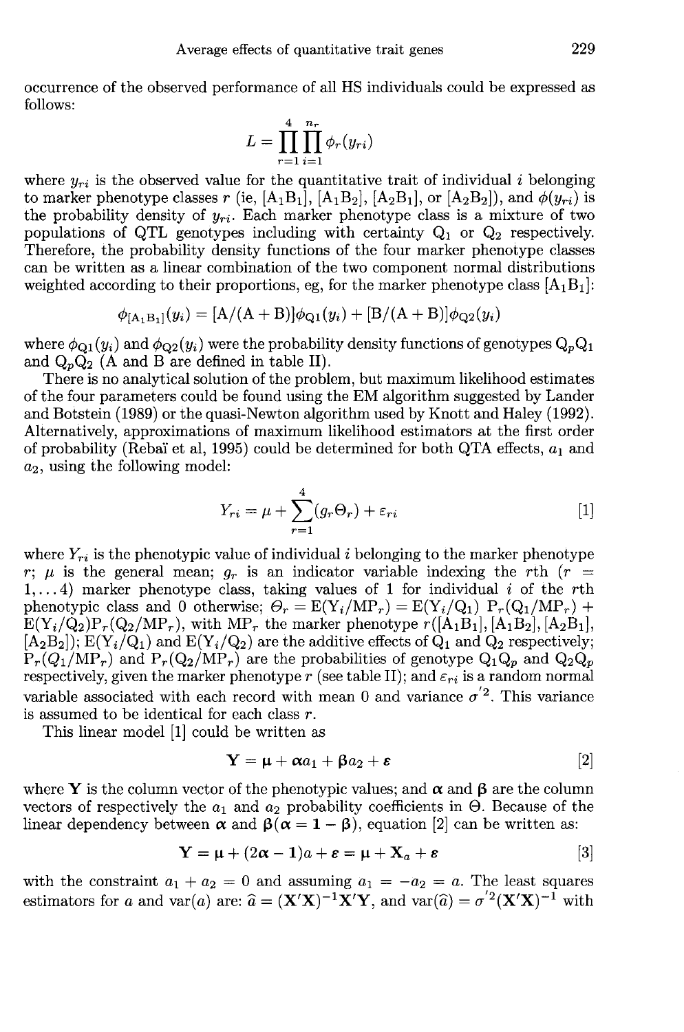occurrence of the observed performance of all HS individuals could be expressed as follows:

$$L = \prod_{r=1}^{4} \prod_{i=1}^{n_r} \phi_r(y_{ri})$$

where $y_{ri}$ is the observed value for the quantitative trait of individual $i$ belonging to marker phenotype classes $r$ (ie, $[A_1B_1]$, $[A_1B_2]$, $[A_2B_1]$, or $[A_2B_2]$), and $\phi(y_{ri})$ is the probability density of $y_{ri}$. Each marker phenotype class is a mixture of two populations of QTL genotypes including with certainty $Q_1$ or $Q_2$ respectively. Therefore, the probability density functions of the four marker phenotype classes can be written as a linear combination of the two component normal distributions weighted according to their proportions, eg, for the marker phenotype class $[A_1B_1]$:

$$\phi_{[A_1B_1]}(y_i) = [A/(A+B)]\phi_{Q1}(y_i) + [B/(A+B)]\phi_{Q2}(y_i)$$

where $\phi_{Q1}(y_i)$ and $\phi_{Q2}(y_i)$ were the probability density functions of genotypes $Q_pQ_1$ and $Q_pQ_2$ (A and B are defined in table II).

There is no analytical solution of the problem, but maximum likelihood estimates of the four parameters could be found using the EM algorithm suggested by Lander and Botstein (1989) or the quasi-Newton algorithm used by Knott and Haley (1992). Alternatively, approximations of maximum likelihood estimators at the first order of probability (Rebaï et al, 1995) could be determined for both QTA effects, $a_1$ and $a_2$, using the following model:

$$Y_{ri} = \mu + \sum_{r=1}^{4}(g_r\Theta_r) + \varepsilon_{ri} \qquad [1]$$

where $Y_{ri}$ is the phenotypic value of individual $i$ belonging to the marker phenotype $r$; $\mu$ is the general mean; $g_r$ is an indicator variable indexing the $r$th ($r = 1, \dots 4$) marker phenotype class, taking values of 1 for individual $i$ of the $r$th phenotypic class and 0 otherwise; $\Theta_r = E(Y_i/MP_r) = E(Y_i/Q_1)\ P_r(Q_1/MP_r) + E(Y_i/Q_2)P_r(Q_2/MP_r)$, with $MP_r$ the marker phenotype $r([A_1B_1], [A_1B_2], [A_2B_1], [A_2B_2])$; $E(Y_i/Q_1)$ and $E(Y_i/Q_2)$ are the additive effects of $Q_1$ and $Q_2$ respectively; $P_r(Q_1/MP_r)$ and $P_r(Q_2/MP_r)$ are the probabilities of genotype $Q_1Q_p$ and $Q_2Q_p$ respectively, given the marker phenotype $r$ (see table II); and $\varepsilon_{ri}$ is a random normal variable associated with each record with mean 0 and variance $\sigma'^2$. This variance is assumed to be identical for each class $r$.

This linear model [1] could be written as

$$\mathbf{Y} = \boldsymbol{\mu} + \boldsymbol{\alpha} a_1 + \boldsymbol{\beta} a_2 + \boldsymbol{\varepsilon} \qquad [2]$$

where $\mathbf{Y}$ is the column vector of the phenotypic values; and $\boldsymbol{\alpha}$ and $\boldsymbol{\beta}$ are the column vectors of respectively the $a_1$ and $a_2$ probability coefficients in $\Theta$. Because of the linear dependency between $\boldsymbol{\alpha}$ and $\boldsymbol{\beta}(\boldsymbol{\alpha} = \mathbf{1} - \boldsymbol{\beta})$, equation [2] can be written as:

$$\mathbf{Y} = \boldsymbol{\mu} + (2\boldsymbol{\alpha} - \mathbf{1})a + \boldsymbol{\varepsilon} = \boldsymbol{\mu} + \mathbf{X}_a + \boldsymbol{\varepsilon} \qquad [3]$$

with the constraint $a_1 + a_2 = 0$ and assuming $a_1 = -a_2 = a$. The least squares estimators for $a$ and var($a$) are: $\widehat{a} = (\mathbf{X}'\mathbf{X})^{-1}\mathbf{X}'\mathbf{Y}$, and $\mathrm{var}(\widehat{a}) = \sigma'^2(\mathbf{X}'\mathbf{X})^{-1}$ with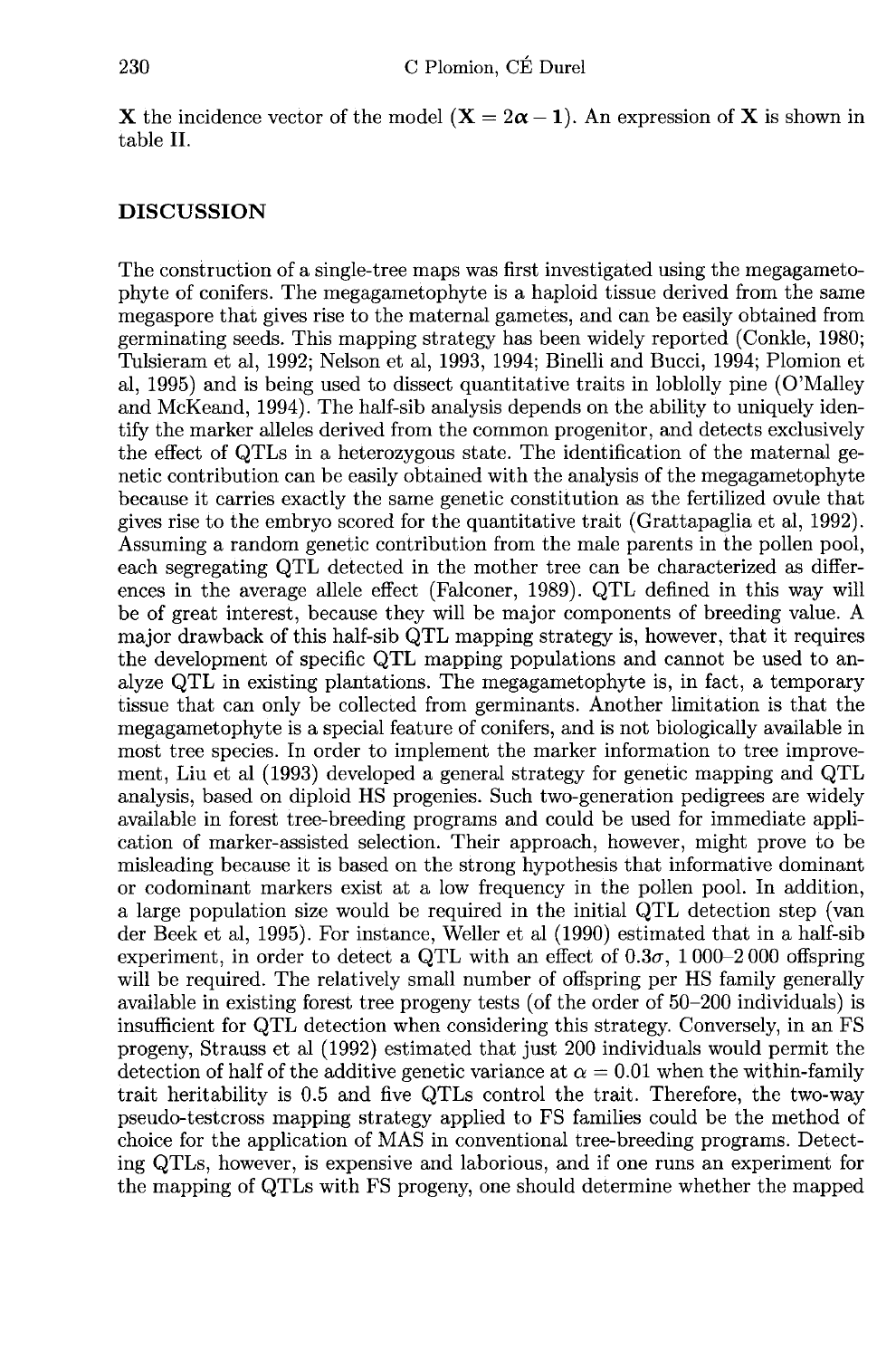**X** the incidence vector of the model ($\mathbf{X} = 2\boldsymbol{\alpha} - \mathbf{1}$). An expression of **X** is shown in table II.

## DISCUSSION

The construction of a single-tree maps was first investigated using the megagametophyte of conifers. The megagametophyte is a haploid tissue derived from the same megaspore that gives rise to the maternal gametes, and can be easily obtained from germinating seeds. This mapping strategy has been widely reported (Conkle, 1980; Tulsieram et al, 1992; Nelson et al, 1993, 1994; Binelli and Bucci, 1994; Plomion et al, 1995) and is being used to dissect quantitative traits in loblolly pine (O'Malley and McKeand, 1994). The half-sib analysis depends on the ability to uniquely identify the marker alleles derived from the common progenitor, and detects exclusively the effect of QTLs in a heterozygous state. The identification of the maternal genetic contribution can be easily obtained with the analysis of the megagametophyte because it carries exactly the same genetic constitution as the fertilized ovule that gives rise to the embryo scored for the quantitative trait (Grattapaglia et al, 1992). Assuming a random genetic contribution from the male parents in the pollen pool, each segregating QTL detected in the mother tree can be characterized as differences in the average allele effect (Falconer, 1989). QTL defined in this way will be of great interest, because they will be major components of breeding value. A major drawback of this half-sib QTL mapping strategy is, however, that it requires the development of specific QTL mapping populations and cannot be used to analyze QTL in existing plantations. The megagametophyte is, in fact, a temporary tissue that can only be collected from germinants. Another limitation is that the megagametophyte is a special feature of conifers, and is not biologically available in most tree species. In order to implement the marker information to tree improvement, Liu et al (1993) developed a general strategy for genetic mapping and QTL analysis, based on diploid HS progenies. Such two-generation pedigrees are widely available in forest tree-breeding programs and could be used for immediate application of marker-assisted selection. Their approach, however, might prove to be misleading because it is based on the strong hypothesis that informative dominant or codominant markers exist at a low frequency in the pollen pool. In addition, a large population size would be required in the initial QTL detection step (van der Beek et al, 1995). For instance, Weller et al (1990) estimated that in a half-sib experiment, in order to detect a QTL with an effect of $0.3\sigma$, 1 000–2 000 offspring will be required. The relatively small number of offspring per HS family generally available in existing forest tree progeny tests (of the order of 50–200 individuals) is insufficient for QTL detection when considering this strategy. Conversely, in an FS progeny, Strauss et al (1992) estimated that just 200 individuals would permit the detection of half of the additive genetic variance at $\alpha = 0.01$ when the within-family trait heritability is 0.5 and five QTLs control the trait. Therefore, the two-way pseudo-testcross mapping strategy applied to FS families could be the method of choice for the application of MAS in conventional tree-breeding programs. Detecting QTLs, however, is expensive and laborious, and if one runs an experiment for the mapping of QTLs with FS progeny, one should determine whether the mapped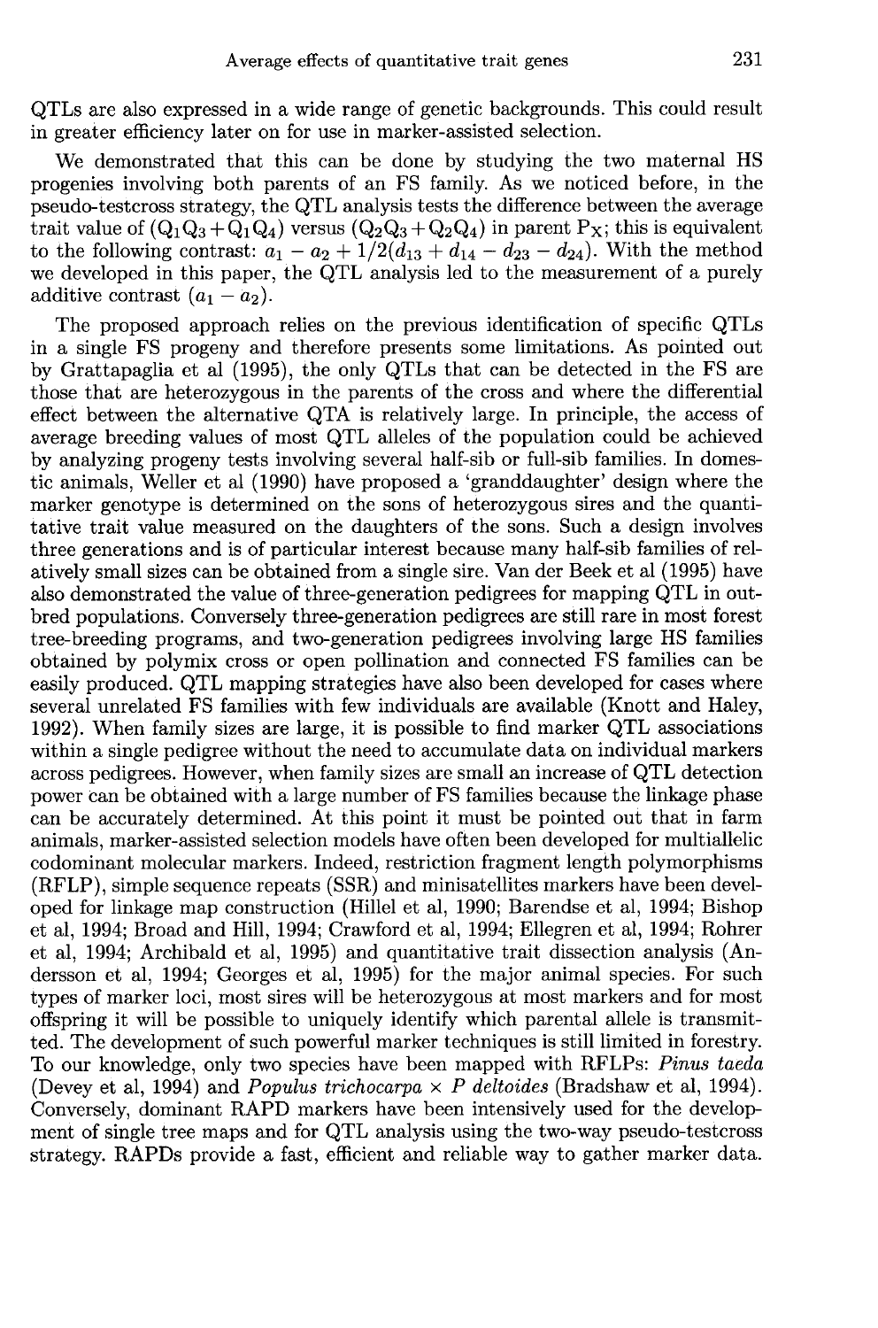QTLs are also expressed in a wide range of genetic backgrounds. This could result in greater efficiency later on for use in marker-assisted selection.

We demonstrated that this can be done by studying the two maternal HS progenies involving both parents of an FS family. As we noticed before, in the pseudo-testcross strategy, the QTL analysis tests the difference between the average trait value of $(Q_1Q_3 + Q_1Q_4)$ versus $(Q_2Q_3 + Q_2Q_4)$ in parent $P_X$; this is equivalent to the following contrast: $a_1 - a_2 + 1/2(d_{13} + d_{14} - d_{23} - d_{24})$. With the method we developed in this paper, the QTL analysis led to the measurement of a purely additive contrast $(a_1 - a_2)$.

The proposed approach relies on the previous identification of specific QTLs in a single FS progeny and therefore presents some limitations. As pointed out by Grattapaglia et al (1995), the only QTLs that can be detected in the FS are those that are heterozygous in the parents of the cross and where the differential effect between the alternative QTA is relatively large. In principle, the access of average breeding values of most QTL alleles of the population could be achieved by analyzing progeny tests involving several half-sib or full-sib families. In domestic animals, Weller et al (1990) have proposed a 'granddaughter' design where the marker genotype is determined on the sons of heterozygous sires and the quantitative trait value measured on the daughters of the sons. Such a design involves three generations and is of particular interest because many half-sib families of relatively small sizes can be obtained from a single sire. Van der Beek et al (1995) have also demonstrated the value of three-generation pedigrees for mapping QTL in outbred populations. Conversely three-generation pedigrees are still rare in most forest tree-breeding programs, and two-generation pedigrees involving large HS families obtained by polymix cross or open pollination and connected FS families can be easily produced. QTL mapping strategies have also been developed for cases where several unrelated FS families with few individuals are available (Knott and Haley, 1992). When family sizes are large, it is possible to find marker QTL associations within a single pedigree without the need to accumulate data on individual markers across pedigrees. However, when family sizes are small an increase of QTL detection power can be obtained with a large number of FS families because the linkage phase can be accurately determined. At this point it must be pointed out that in farm animals, marker-assisted selection models have often been developed for multiallelic codominant molecular markers. Indeed, restriction fragment length polymorphisms (RFLP), simple sequence repeats (SSR) and minisatellites markers have been developed for linkage map construction (Hillel et al, 1990; Barendse et al, 1994; Bishop et al, 1994; Broad and Hill, 1994; Crawford et al, 1994; Ellegren et al, 1994; Rohrer et al, 1994; Archibald et al, 1995) and quantitative trait dissection analysis (Andersson et al, 1994; Georges et al, 1995) for the major animal species. For such types of marker loci, most sires will be heterozygous at most markers and for most offspring it will be possible to uniquely identify which parental allele is transmitted. The development of such powerful marker techniques is still limited in forestry. To our knowledge, only two species have been mapped with RFLPs: *Pinus taeda* (Devey et al, 1994) and *Populus trichocarpa* × *P deltoides* (Bradshaw et al, 1994). Conversely, dominant RAPD markers have been intensively used for the development of single tree maps and for QTL analysis using the two-way pseudo-testcross strategy. RAPDs provide a fast, efficient and reliable way to gather marker data.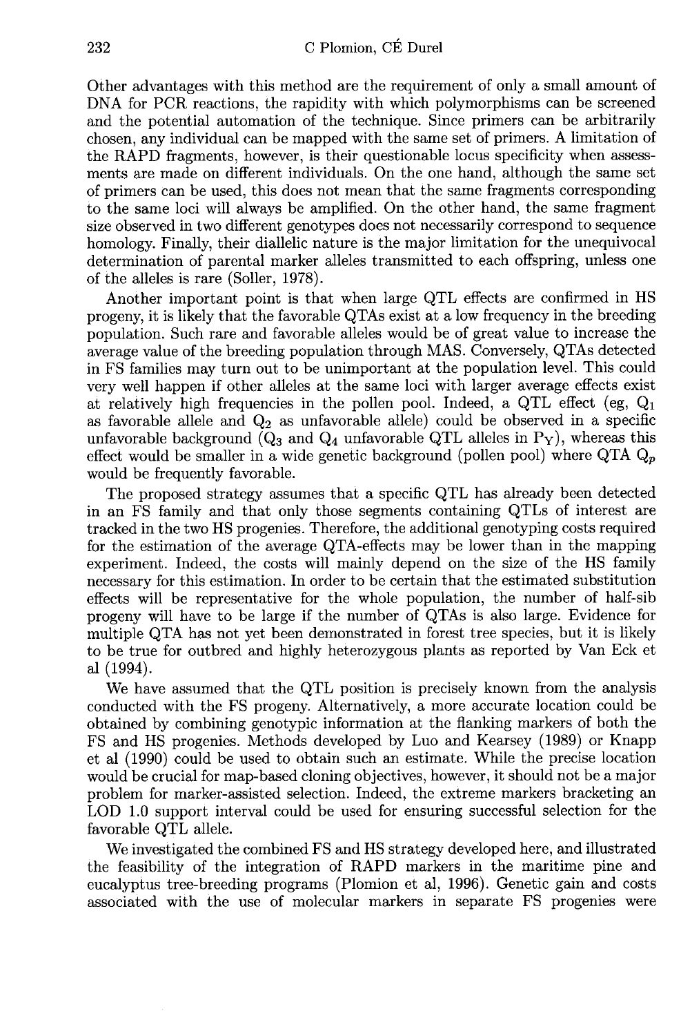Other advantages with this method are the requirement of only a small amount of DNA for PCR reactions, the rapidity with which polymorphisms can be screened and the potential automation of the technique. Since primers can be arbitrarily chosen, any individual can be mapped with the same set of primers. A limitation of the RAPD fragments, however, is their questionable locus specificity when assessments are made on different individuals. On the one hand, although the same set of primers can be used, this does not mean that the same fragments corresponding to the same loci will always be amplified. On the other hand, the same fragment size observed in two different genotypes does not necessarily correspond to sequence homology. Finally, their diallelic nature is the major limitation for the unequivocal determination of parental marker alleles transmitted to each offspring, unless one of the alleles is rare (Soller, 1978).

Another important point is that when large QTL effects are confirmed in HS progeny, it is likely that the favorable QTAs exist at a low frequency in the breeding population. Such rare and favorable alleles would be of great value to increase the average value of the breeding population through MAS. Conversely, QTAs detected in FS families may turn out to be unimportant at the population level. This could very well happen if other alleles at the same loci with larger average effects exist at relatively high frequencies in the pollen pool. Indeed, a QTL effect (eg, $Q_1$ as favorable allele and $Q_2$ as unfavorable allele) could be observed in a specific unfavorable background ($Q_3$ and $Q_4$ unfavorable QTL alleles in $P_Y$), whereas this effect would be smaller in a wide genetic background (pollen pool) where QTA $Q_p$ would be frequently favorable.

The proposed strategy assumes that a specific QTL has already been detected in an FS family and that only those segments containing QTLs of interest are tracked in the two HS progenies. Therefore, the additional genotyping costs required for the estimation of the average QTA-effects may be lower than in the mapping experiment. Indeed, the costs will mainly depend on the size of the HS family necessary for this estimation. In order to be certain that the estimated substitution effects will be representative for the whole population, the number of half-sib progeny will have to be large if the number of QTAs is also large. Evidence for multiple QTA has not yet been demonstrated in forest tree species, but it is likely to be true for outbred and highly heterozygous plants as reported by Van Eck et al (1994).

We have assumed that the QTL position is precisely known from the analysis conducted with the FS progeny. Alternatively, a more accurate location could be obtained by combining genotypic information at the flanking markers of both the FS and HS progenies. Methods developed by Luo and Kearsey (1989) or Knapp et al (1990) could be used to obtain such an estimate. While the precise location would be crucial for map-based cloning objectives, however, it should not be a major problem for marker-assisted selection. Indeed, the extreme markers bracketing an LOD 1.0 support interval could be used for ensuring successful selection for the favorable QTL allele.

We investigated the combined FS and HS strategy developed here, and illustrated the feasibility of the integration of RAPD markers in the maritime pine and eucalyptus tree-breeding programs (Plomion et al, 1996). Genetic gain and costs associated with the use of molecular markers in separate FS progenies were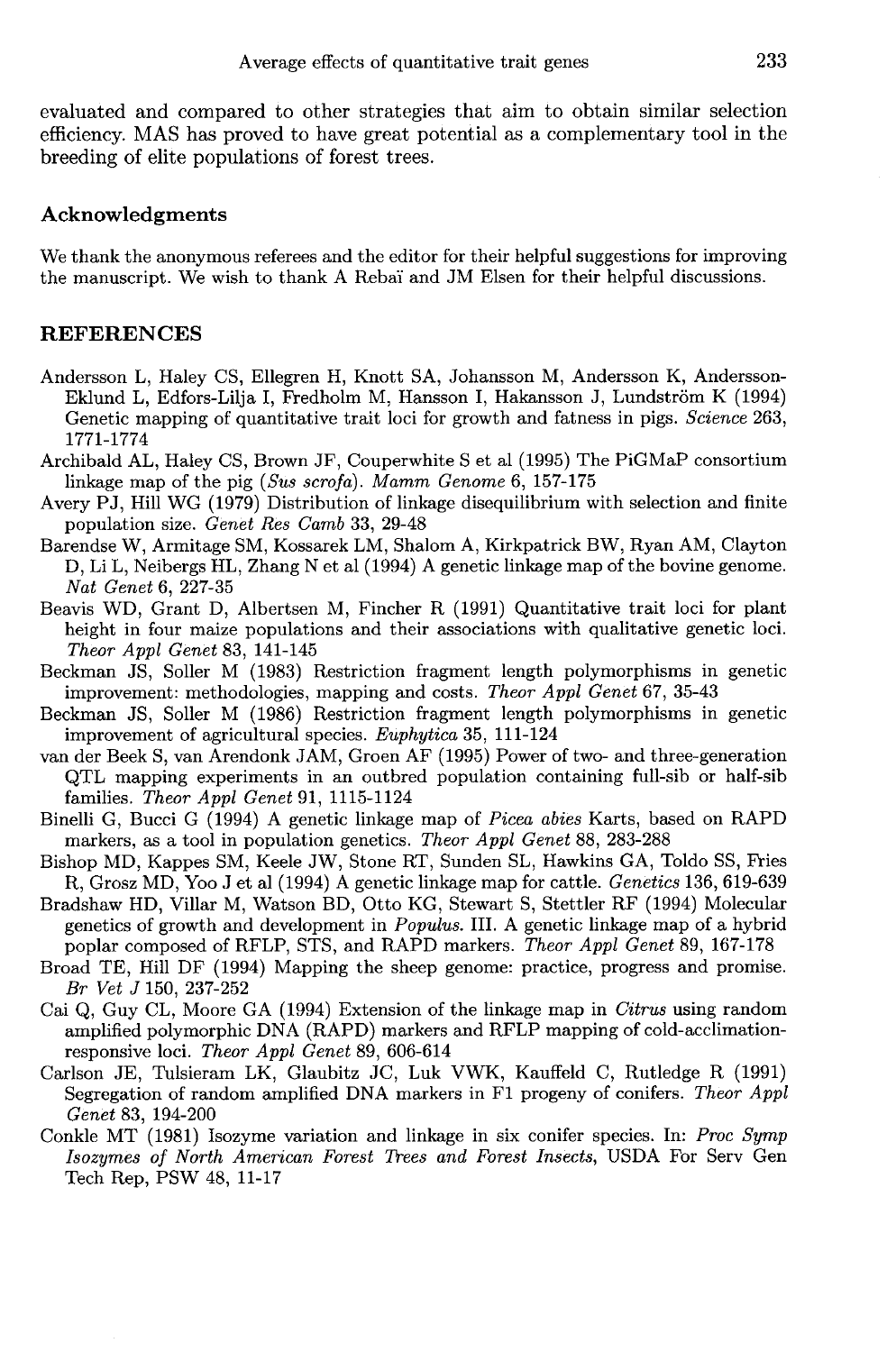evaluated and compared to other strategies that aim to obtain similar selection efficiency. MAS has proved to have great potential as a complementary tool in the breeding of elite populations of forest trees.

## Acknowledgments

We thank the anonymous referees and the editor for their helpful suggestions for improving the manuscript. We wish to thank A Rebaï and JM Elsen for their helpful discussions.

## REFERENCES

Andersson L, Haley CS, Ellegren H, Knott SA, Johansson M, Andersson K, Andersson-Eklund L, Edfors-Lilja I, Fredholm M, Hansson I, Hakansson J, Lundström K (1994) Genetic mapping of quantitative trait loci for growth and fatness in pigs. *Science* 263, 1771-1774

Archibald AL, Haley CS, Brown JF, Couperwhite S et al (1995) The PiGMaP consortium linkage map of the pig (*Sus scrofa*). *Mamm Genome* 6, 157-175

Avery PJ, Hill WG (1979) Distribution of linkage disequilibrium with selection and finite population size. *Genet Res Camb* 33, 29-48

Barendse W, Armitage SM, Kossarek LM, Shalom A, Kirkpatrick BW, Ryan AM, Clayton D, Li L, Neibergs HL, Zhang N et al (1994) A genetic linkage map of the bovine genome. *Nat Genet* 6, 227-35

Beavis WD, Grant D, Albertsen M, Fincher R (1991) Quantitative trait loci for plant height in four maize populations and their associations with qualitative genetic loci. *Theor Appl Genet* 83, 141-145

Beckman JS, Soller M (1983) Restriction fragment length polymorphisms in genetic improvement: methodologies, mapping and costs. *Theor Appl Genet* 67, 35-43

Beckman JS, Soller M (1986) Restriction fragment length polymorphisms in genetic improvement of agricultural species. *Euphytica* 35, 111-124

van der Beek S, van Arendonk JAM, Groen AF (1995) Power of two- and three-generation QTL mapping experiments in an outbred population containing full-sib or half-sib families. *Theor Appl Genet* 91, 1115-1124

Binelli G, Bucci G (1994) A genetic linkage map of *Picea abies* Karts, based on RAPD markers, as a tool in population genetics. *Theor Appl Genet* 88, 283-288

Bishop MD, Kappes SM, Keele JW, Stone RT, Sunden SL, Hawkins GA, Toldo SS, Fries R, Grosz MD, Yoo J et al (1994) A genetic linkage map for cattle. *Genetics* 136, 619-639

Bradshaw HD, Villar M, Watson BD, Otto KG, Stewart S, Stettler RF (1994) Molecular genetics of growth and development in *Populus*. III. A genetic linkage map of a hybrid poplar composed of RFLP, STS, and RAPD markers. *Theor Appl Genet* 89, 167-178

Broad TE, Hill DF (1994) Mapping the sheep genome: practice, progress and promise. *Br Vet J* 150, 237-252

Cai Q, Guy CL, Moore GA (1994) Extension of the linkage map in *Citrus* using random amplified polymorphic DNA (RAPD) markers and RFLP mapping of cold-acclimation-responsive loci. *Theor Appl Genet* 89, 606-614

Carlson JE, Tulsieram LK, Glaubitz JC, Luk VWK, Kauffeld C, Rutledge R (1991) Segregation of random amplified DNA markers in F1 progeny of conifers. *Theor Appl Genet* 83, 194-200

Conkle MT (1981) Isozyme variation and linkage in six conifer species. In: *Proc Symp Isozymes of North American Forest Trees and Forest Insects*, USDA For Serv Gen Tech Rep, PSW 48, 11-17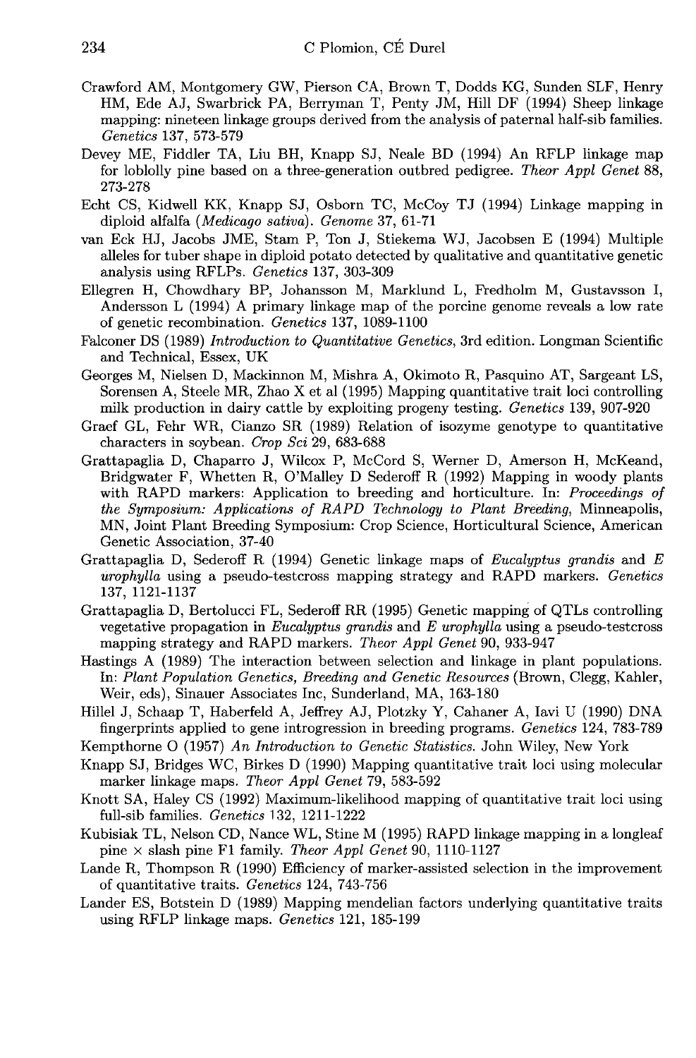Crawford AM, Montgomery GW, Pierson CA, Brown T, Dodds KG, Sunden SLF, Henry HM, Ede AJ, Swarbrick PA, Berryman T, Penty JM, Hill DF (1994) Sheep linkage mapping: nineteen linkage groups derived from the analysis of paternal half-sib families. *Genetics* 137, 573-579

Devey ME, Fiddler TA, Liu BH, Knapp SJ, Neale BD (1994) An RFLP linkage map for loblolly pine based on a three-generation outbred pedigree. *Theor Appl Genet* 88, 273-278

Echt CS, Kidwell KK, Knapp SJ, Osborn TC, McCoy TJ (1994) Linkage mapping in diploid alfalfa (*Medicago sativa*). *Genome* 37, 61-71

van Eck HJ, Jacobs JME, Stam P, Ton J, Stiekema WJ, Jacobsen E (1994) Multiple alleles for tuber shape in diploid potato detected by qualitative and quantitative genetic analysis using RFLPs. *Genetics* 137, 303-309

Ellegren H, Chowdhary BP, Johansson M, Marklund L, Fredholm M, Gustavsson I, Andersson L (1994) A primary linkage map of the porcine genome reveals a low rate of genetic recombination. *Genetics* 137, 1089-1100

Falconer DS (1989) *Introduction to Quantitative Genetics*, 3rd edition. Longman Scientific and Technical, Essex, UK

Georges M, Nielsen D, Mackinnon M, Mishra A, Okimoto R, Pasquino AT, Sargeant LS, Sorensen A, Steele MR, Zhao X et al (1995) Mapping quantitative trait loci controlling milk production in dairy cattle by exploiting progeny testing. *Genetics* 139, 907-920

Graef GL, Fehr WR, Cianzo SR (1989) Relation of isozyme genotype to quantitative characters in soybean. *Crop Sci* 29, 683-688

Grattapaglia D, Chaparro J, Wilcox P, McCord S, Werner D, Amerson H, McKeand, Bridgwater F, Whetten R, O'Malley D Sederoff R (1992) Mapping in woody plants with RAPD markers: Application to breeding and horticulture. In: *Proceedings of the Symposium: Applications of RAPD Technology to Plant Breeding*, Minneapolis, MN, Joint Plant Breeding Symposium: Crop Science, Horticultural Science, American Genetic Association, 37-40

Grattapaglia D, Sederoff R (1994) Genetic linkage maps of *Eucalyptus grandis* and *E urophylla* using a pseudo-testcross mapping strategy and RAPD markers. *Genetics* 137, 1121-1137

Grattapaglia D, Bertolucci FL, Sederoff RR (1995) Genetic mapping of QTLs controlling vegetative propagation in *Eucalyptus grandis* and *E urophylla* using a pseudo-testcross mapping strategy and RAPD markers. *Theor Appl Genet* 90, 933-947

Hastings A (1989) The interaction between selection and linkage in plant populations. In: *Plant Population Genetics, Breeding and Genetic Resources* (Brown, Clegg, Kahler, Weir, eds), Sinauer Associates Inc, Sunderland, MA, 163-180

Hillel J, Schaap T, Haberfeld A, Jeffrey AJ, Plotzky Y, Cahaner A, Iavi U (1990) DNA fingerprints applied to gene introgression in breeding programs. *Genetics* 124, 783-789

Kempthorne O (1957) *An Introduction to Genetic Statistics*. John Wiley, New York

Knapp SJ, Bridges WC, Birkes D (1990) Mapping quantitative trait loci using molecular marker linkage maps. *Theor Appl Genet* 79, 583-592

Knott SA, Haley CS (1992) Maximum-likelihood mapping of quantitative trait loci using full-sib families. *Genetics* 132, 1211-1222

Kubisiak TL, Nelson CD, Nance WL, Stine M (1995) RAPD linkage mapping in a longleaf pine × slash pine F1 family. *Theor Appl Genet* 90, 1110-1127

Lande R, Thompson R (1990) Efficiency of marker-assisted selection in the improvement of quantitative traits. *Genetics* 124, 743-756

Lander ES, Botstein D (1989) Mapping mendelian factors underlying quantitative traits using RFLP linkage maps. *Genetics* 121, 185-199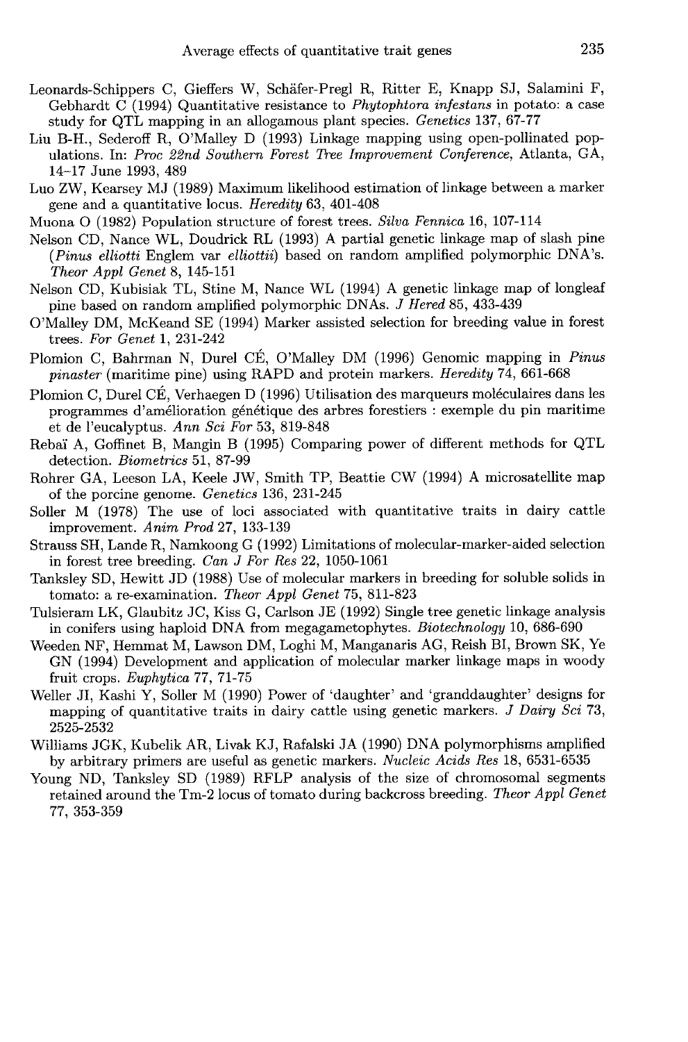Leonards-Schippers C, Gieffers W, Schäfer-Pregl R, Ritter E, Knapp SJ, Salamini F, Gebhardt C (1994) Quantitative resistance to *Phytophtora infestans* in potato: a case study for QTL mapping in an allogamous plant species. *Genetics* 137, 67-77

Liu B-H., Sederoff R, O'Malley D (1993) Linkage mapping using open-pollinated populations. In: *Proc 22nd Southern Forest Tree Improvement Conference*, Atlanta, GA, 14-17 June 1993, 489

Luo ZW, Kearsey MJ (1989) Maximum likelihood estimation of linkage between a marker gene and a quantitative locus. *Heredity* 63, 401-408

Muona O (1982) Population structure of forest trees. *Silva Fennica* 16, 107-114

Nelson CD, Nance WL, Doudrick RL (1993) A partial genetic linkage map of slash pine (*Pinus elliotti* Englem var *elliottii*) based on random amplified polymorphic DNA's. *Theor Appl Genet* 8, 145-151

Nelson CD, Kubisiak TL, Stine M, Nance WL (1994) A genetic linkage map of longleaf pine based on random amplified polymorphic DNAs. *J Hered* 85, 433-439

O'Malley DM, McKeand SE (1994) Marker assisted selection for breeding value in forest trees. *For Genet* 1, 231-242

Plomion C, Bahrman N, Durel CÉ, O'Malley DM (1996) Genomic mapping in *Pinus pinaster* (maritime pine) using RAPD and protein markers. *Heredity* 74, 661-668

Plomion C, Durel CÉ, Verhaegen D (1996) Utilisation des marqueurs moléculaires dans les programmes d'amélioration génétique des arbres forestiers : exemple du pin maritime et de l'eucalyptus. *Ann Sci For* 53, 819-848

Rebaï A, Goffinet B, Mangin B (1995) Comparing power of different methods for QTL detection. *Biometrics* 51, 87-99

Rohrer GA, Leeson LA, Keele JW, Smith TP, Beattie CW (1994) A microsatellite map of the porcine genome. *Genetics* 136, 231-245

Soller M (1978) The use of loci associated with quantitative traits in dairy cattle improvement. *Anim Prod* 27, 133-139

Strauss SH, Lande R, Namkoong G (1992) Limitations of molecular-marker-aided selection in forest tree breeding. *Can J For Res* 22, 1050-1061

Tanksley SD, Hewitt JD (1988) Use of molecular markers in breeding for soluble solids in tomato: a re-examination. *Theor Appl Genet* 75, 811-823

Tulsieram LK, Glaubitz JC, Kiss G, Carlson JE (1992) Single tree genetic linkage analysis in conifers using haploid DNA from megagametophytes. *Biotechnology* 10, 686-690

Weeden NF, Hemmat M, Lawson DM, Loghi M, Manganaris AG, Reish BI, Brown SK, Ye GN (1994) Development and application of molecular marker linkage maps in woody fruit crops. *Euphytica* 77, 71-75

Weller JI, Kashi Y, Soller M (1990) Power of 'daughter' and 'granddaughter' designs for mapping of quantitative traits in dairy cattle using genetic markers. *J Dairy Sci* 73, 2525-2532

Williams JGK, Kubelik AR, Livak KJ, Rafalski JA (1990) DNA polymorphisms amplified by arbitrary primers are useful as genetic markers. *Nucleic Acids Res* 18, 6531-6535

Young ND, Tanksley SD (1989) RFLP analysis of the size of chromosomal segments retained around the Tm-2 locus of tomato during backcross breeding. *Theor Appl Genet* 77, 353-359